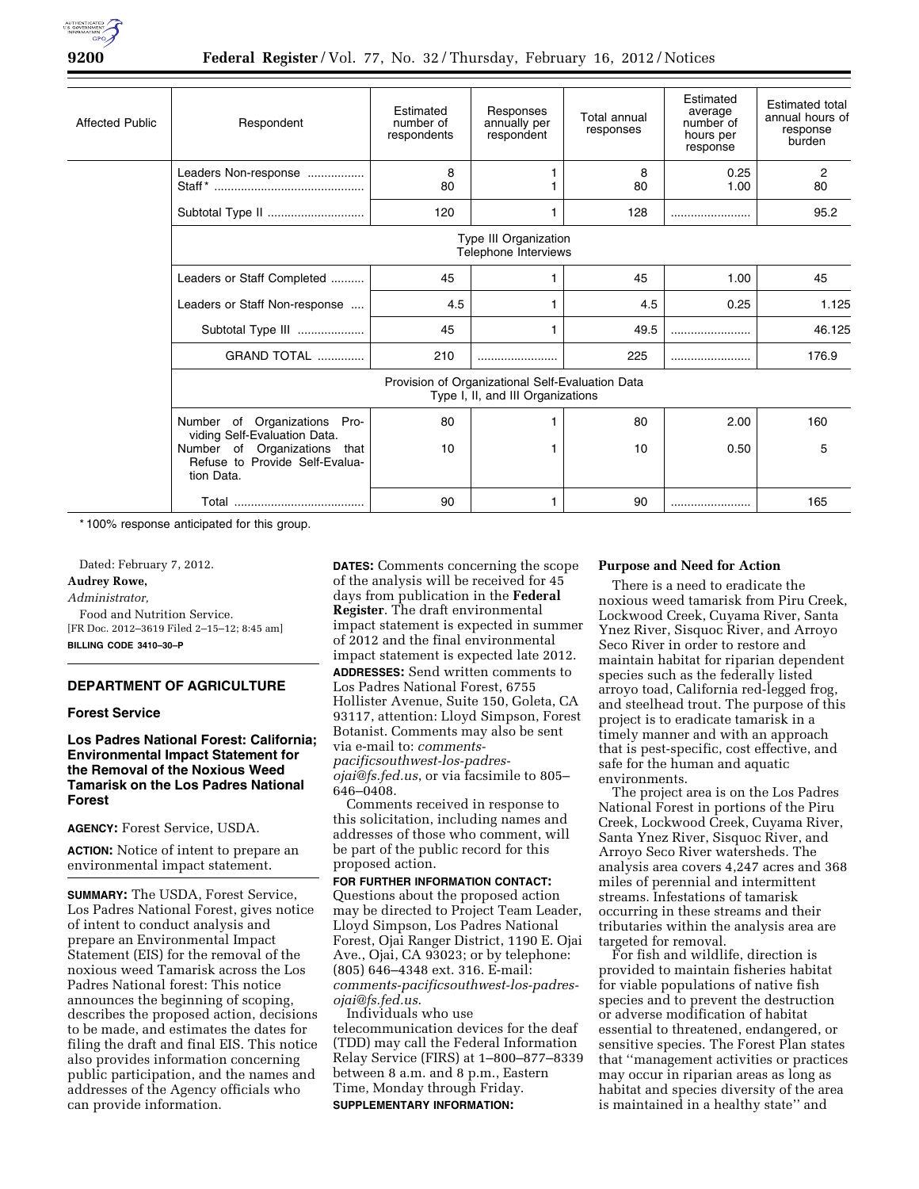| Affected Public | Respondent | Estimated number of respondents | Responses annually per respondent | Total annual responses | Estimated average number of hours per response | Estimated total annual hours of response burden |
|---|---|---|---|---|---|---|
| | Leaders Non-response | 8 | 1 | 8 | 0.25 | 2 |
| | Staff* | 80 | 1 | 80 | 1.00 | 80 |
| | Subtotal Type II | 120 | 1 | 128 | | 95.2 |
| | Type III Organization Telephone Interviews | | | | | |
| | Leaders or Staff Completed | 45 | 1 | 45 | 1.00 | 45 |
| | Leaders or Staff Non-response | 4.5 | 1 | 4.5 | 0.25 | 1.125 |
| | Subtotal Type III | 45 | 1 | 49.5 | | 46.125 |
| | GRAND TOTAL | 210 | | 225 | | 176.9 |
| | Provision of Organizational Self-Evaluation Data Type I, II, and III Organizations | | | | | |
| | Number of Organizations Providing Self-Evaluation Data. | 80 | 1 | 80 | 2.00 | 160 |
| | Number of Organizations that Refuse to Provide Self-Evaluation Data. | 10 | 1 | 10 | 0.50 | 5 |
| | Total | 90 | 1 | 90 | | 165 |

\* 100% response anticipated for this group.

Dated: February 7, 2012.

**Audrey Rowe,**

*Administrator,*

Food and Nutrition Service.

[FR Doc. 2012–3619 Filed 2–15–12; 8:45 am]

**BILLING CODE 3410–30–P**

## DEPARTMENT OF AGRICULTURE

### Forest Service

### Los Padres National Forest: California; Environmental Impact Statement for the Removal of the Noxious Weed Tamarisk on the Los Padres National Forest

**AGENCY:** Forest Service, USDA.

**ACTION:** Notice of intent to prepare an environmental impact statement.

**SUMMARY:** The USDA, Forest Service, Los Padres National Forest, gives notice of intent to conduct analysis and prepare an Environmental Impact Statement (EIS) for the removal of the noxious weed Tamarisk across the Los Padres National forest: This notice announces the beginning of scoping, describes the proposed action, decisions to be made, and estimates the dates for filing the draft and final EIS. This notice also provides information concerning public participation, and the names and addresses of the Agency officials who can provide information.

**DATES:** Comments concerning the scope of the analysis will be received for 45 days from publication in the **Federal Register**. The draft environmental impact statement is expected in summer of 2012 and the final environmental impact statement is expected late 2012.

**ADDRESSES:** Send written comments to Los Padres National Forest, 6755 Hollister Avenue, Suite 150, Goleta, CA 93117, attention: Lloyd Simpson, Forest Botanist. Comments may also be sent via e-mail to: *comments-pacificsouthwest-los-padres-ojai@fs.fed.us*, or via facsimile to 805–646–0408.

Comments received in response to this solicitation, including names and addresses of those who comment, will be part of the public record for this proposed action.

**FOR FURTHER INFORMATION CONTACT:** Questions about the proposed action may be directed to Project Team Leader, Lloyd Simpson, Los Padres National Forest, Ojai Ranger District, 1190 E. Ojai Ave., Ojai, CA 93023; or by telephone: (805) 646–4348 ext. 316. E-mail: *comments-pacificsouthwest-los-padres-ojai@fs.fed.us*.

Individuals who use telecommunication devices for the deaf (TDD) may call the Federal Information Relay Service (FIRS) at 1–800–877–8339 between 8 a.m. and 8 p.m., Eastern Time, Monday through Friday.

**SUPPLEMENTARY INFORMATION:**

**Purpose and Need for Action**

There is a need to eradicate the noxious weed tamarisk from Piru Creek, Lockwood Creek, Cuyama River, Santa Ynez River, Sisquoc River, and Arroyo Seco River in order to restore and maintain habitat for riparian dependent species such as the federally listed arroyo toad, California red-legged frog, and steelhead trout. The purpose of this project is to eradicate tamarisk in a timely manner and with an approach that is pest-specific, cost effective, and safe for the human and aquatic environments.

The project area is on the Los Padres National Forest in portions of the Piru Creek, Lockwood Creek, Cuyama River, Santa Ynez River, Sisquoc River, and Arroyo Seco River watersheds. The analysis area covers 4,247 acres and 368 miles of perennial and intermittent streams. Infestations of tamarisk occurring in these streams and their tributaries within the analysis area are targeted for removal.

For fish and wildlife, direction is provided to maintain fisheries habitat for viable populations of native fish species and to prevent the destruction or adverse modification of habitat essential to threatened, endangered, or sensitive species. The Forest Plan states that ''management activities or practices may occur in riparian areas as long as habitat and species diversity of the area is maintained in a healthy state'' and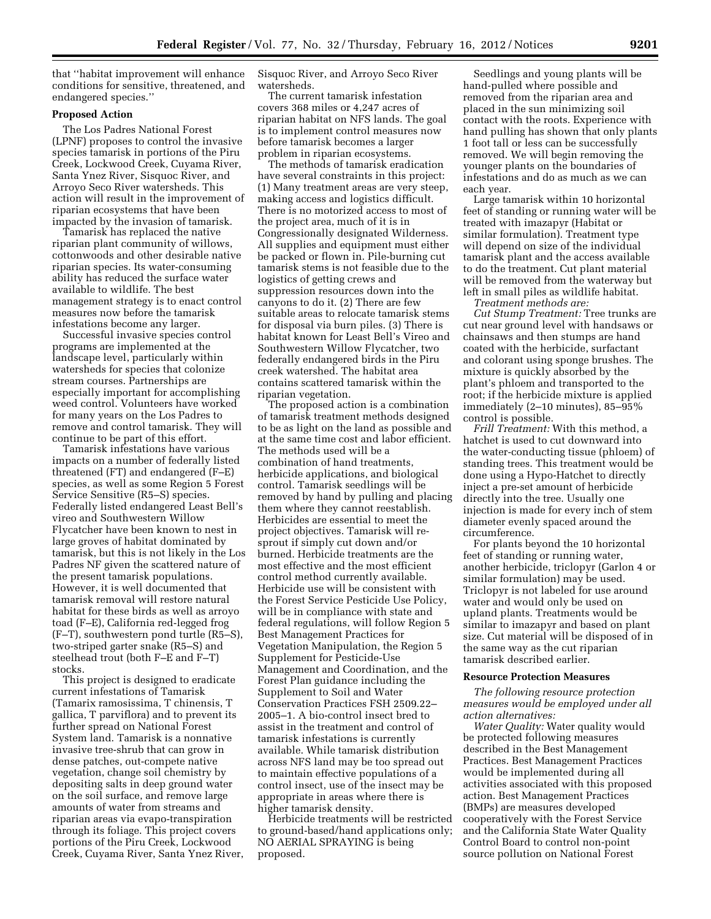that "habitat improvement will enhance conditions for sensitive, threatened, and endangered species."

**Proposed Action**

The Los Padres National Forest (LPNF) proposes to control the invasive species tamarisk in portions of the Piru Creek, Lockwood Creek, Cuyama River, Santa Ynez River, Sisquoc River, and Arroyo Seco River watersheds. This action will result in the improvement of riparian ecosystems that have been impacted by the invasion of tamarisk.

Tamarisk has replaced the native riparian plant community of willows, cottonwoods and other desirable native riparian species. Its water-consuming ability has reduced the surface water available to wildlife. The best management strategy is to enact control measures now before the tamarisk infestations become any larger.

Successful invasive species control programs are implemented at the landscape level, particularly within watersheds for species that colonize stream courses. Partnerships are especially important for accomplishing weed control. Volunteers have worked for many years on the Los Padres to remove and control tamarisk. They will continue to be part of this effort.

Tamarisk infestations have various impacts on a number of federally listed threatened (FT) and endangered (F–E) species, as well as some Region 5 Forest Service Sensitive (R5–S) species. Federally listed endangered Least Bell's vireo and Southwestern Willow Flycatcher have been known to nest in large groves of habitat dominated by tamarisk, but this is not likely in the Los Padres NF given the scattered nature of the present tamarisk populations. However, it is well documented that tamarisk removal will restore natural habitat for these birds as well as arroyo toad (F–E), California red-legged frog (F–T), southwestern pond turtle (R5–S), two-striped garter snake (R5–S) and steelhead trout (both F–E and F–T) stocks.

This project is designed to eradicate current infestations of Tamarisk (Tamarix ramosissima, T chinensis, T gallica, T parviflora) and to prevent its further spread on National Forest System land. Tamarisk is a nonnative invasive tree-shrub that can grow in dense patches, out-compete native vegetation, change soil chemistry by depositing salts in deep ground water on the soil surface, and remove large amounts of water from streams and riparian areas via evapo-transpiration through its foliage. This project covers portions of the Piru Creek, Lockwood Creek, Cuyama River, Santa Ynez River, Sisquoc River, and Arroyo Seco River watersheds.

The current tamarisk infestation covers 368 miles or 4,247 acres of riparian habitat on NFS lands. The goal is to implement control measures now before tamarisk becomes a larger problem in riparian ecosystems.

The methods of tamarisk eradication have several constraints in this project: (1) Many treatment areas are very steep, making access and logistics difficult. There is no motorized access to most of the project area, much of it is in Congressionally designated Wilderness. All supplies and equipment must either be packed or flown in. Pile-burning cut tamarisk stems is not feasible due to the logistics of getting crews and suppression resources down into the canyons to do it. (2) There are few suitable areas to relocate tamarisk stems for disposal via burn piles. (3) There is habitat known for Least Bell's Vireo and Southwestern Willow Flycatcher, two federally endangered birds in the Piru creek watershed. The habitat area contains scattered tamarisk within the riparian vegetation.

The proposed action is a combination of tamarisk treatment methods designed to be as light on the land as possible and at the same time cost and labor efficient. The methods used will be a combination of hand treatments, herbicide applications, and biological control. Tamarisk seedlings will be removed by hand by pulling and placing them where they cannot reestablish. Herbicides are essential to meet the project objectives. Tamarisk will re-sprout if simply cut down and/or burned. Herbicide treatments are the most effective and the most efficient control method currently available. Herbicide use will be consistent with the Forest Service Pesticide Use Policy, will be in compliance with state and federal regulations, will follow Region 5 Best Management Practices for Vegetation Manipulation, the Region 5 Supplement for Pesticide-Use Management and Coordination, and the Forest Plan guidance including the Supplement to Soil and Water Conservation Practices FSH 2509.22–2005–1. A bio-control insect bred to assist in the treatment and control of tamarisk infestations is currently available. While tamarisk distribution across NFS land may be too spread out to maintain effective populations of a control insect, use of the insect may be appropriate in areas where there is higher tamarisk density.

Herbicide treatments will be restricted to ground-based/hand applications only; NO AERIAL SPRAYING is being proposed.

Seedlings and young plants will be hand-pulled where possible and removed from the riparian area and placed in the sun minimizing soil contact with the roots. Experience with hand pulling has shown that only plants 1 foot tall or less can be successfully removed. We will begin removing the younger plants on the boundaries of infestations and do as much as we can each year.

Large tamarisk within 10 horizontal feet of standing or running water will be treated with imazapyr (Habitat or similar formulation). Treatment type will depend on size of the individual tamarisk plant and the access available to do the treatment. Cut plant material will be removed from the waterway but left in small piles as wildlife habitat.

*Treatment methods are:*

*Cut Stump Treatment:* Tree trunks are cut near ground level with handsaws or chainsaws and then stumps are hand coated with the herbicide, surfactant and colorant using sponge brushes. The mixture is quickly absorbed by the plant's phloem and transported to the root; if the herbicide mixture is applied immediately (2–10 minutes), 85–95% control is possible.

*Frill Treatment:* With this method, a hatchet is used to cut downward into the water-conducting tissue (phloem) of standing trees. This treatment would be done using a Hypo-Hatchet to directly inject a pre-set amount of herbicide directly into the tree. Usually one injection is made for every inch of stem diameter evenly spaced around the circumference.

For plants beyond the 10 horizontal feet of standing or running water, another herbicide, triclopyr (Garlon 4 or similar formulation) may be used. Triclopyr is not labeled for use around water and would only be used on upland plants. Treatments would be similar to imazapyr and based on plant size. Cut material will be disposed of in the same way as the cut riparian tamarisk described earlier.

**Resource Protection Measures**

*The following resource protection measures would be employed under all action alternatives:*

*Water Quality:* Water quality would be protected following measures described in the Best Management Practices. Best Management Practices would be implemented during all activities associated with this proposed action. Best Management Practices (BMPs) are measures developed cooperatively with the Forest Service and the California State Water Quality Control Board to control non-point source pollution on National Forest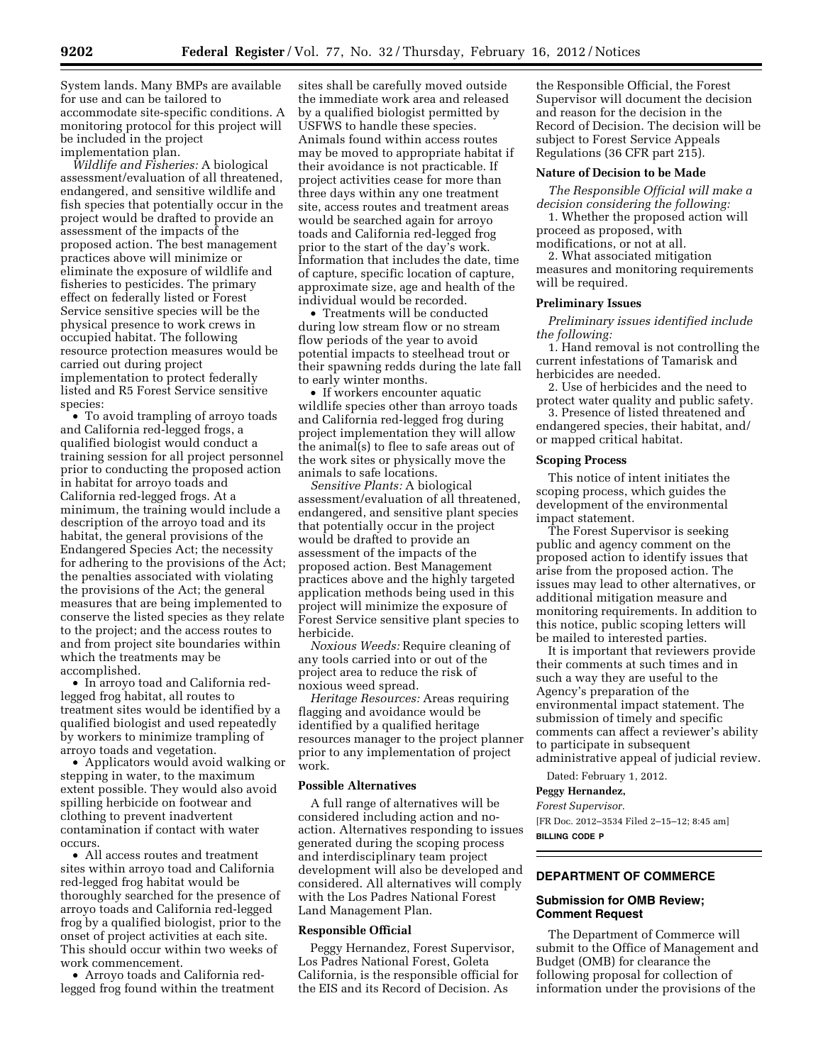System lands. Many BMPs are available for use and can be tailored to accommodate site-specific conditions. A monitoring protocol for this project will be included in the project implementation plan.

*Wildlife and Fisheries:* A biological assessment/evaluation of all threatened, endangered, and sensitive wildlife and fish species that potentially occur in the project would be drafted to provide an assessment of the impacts of the proposed action. The best management practices above will minimize or eliminate the exposure of wildlife and fisheries to pesticides. The primary effect on federally listed or Forest Service sensitive species will be the physical presence to work crews in occupied habitat. The following resource protection measures would be carried out during project implementation to protect federally listed and R5 Forest Service sensitive species:

- To avoid trampling of arroyo toads and California red-legged frogs, a qualified biologist would conduct a training session for all project personnel prior to conducting the proposed action in habitat for arroyo toads and California red-legged frogs. At a minimum, the training would include a description of the arroyo toad and its habitat, the general provisions of the Endangered Species Act; the necessity for adhering to the provisions of the Act; the penalties associated with violating the provisions of the Act; the general measures that are being implemented to conserve the listed species as they relate to the project; and the access routes to and from project site boundaries within which the treatments may be accomplished.
- In arroyo toad and California red-legged frog habitat, all routes to treatment sites would be identified by a qualified biologist and used repeatedly by workers to minimize trampling of arroyo toads and vegetation.
- Applicators would avoid walking or stepping in water, to the maximum extent possible. They would also avoid spilling herbicide on footwear and clothing to prevent inadvertent contamination if contact with water occurs.
- All access routes and treatment sites within arroyo toad and California red-legged frog habitat would be thoroughly searched for the presence of arroyo toads and California red-legged frog by a qualified biologist, prior to the onset of project activities at each site. This should occur within two weeks of work commencement.
- Arroyo toads and California red-legged frog found within the treatment sites shall be carefully moved outside the immediate work area and released by a qualified biologist permitted by USFWS to handle these species. Animals found within access routes may be moved to appropriate habitat if their avoidance is not practicable. If project activities cease for more than three days within any one treatment site, access routes and treatment areas would be searched again for arroyo toads and California red-legged frog prior to the start of the day's work. Information that includes the date, time of capture, specific location of capture, approximate size, age and health of the individual would be recorded.
- Treatments will be conducted during low stream flow or no stream flow periods of the year to avoid potential impacts to steelhead trout or their spawning redds during the late fall to early winter months.
- If workers encounter aquatic wildlife species other than arroyo toads and California red-legged frog during project implementation they will allow the animal(s) to flee to safe areas out of the work sites or physically move the animals to safe locations.

*Sensitive Plants:* A biological assessment/evaluation of all threatened, endangered, and sensitive plant species that potentially occur in the project would be drafted to provide an assessment of the impacts of the proposed action. Best Management practices above and the highly targeted application methods being used in this project will minimize the exposure of Forest Service sensitive plant species to herbicide.

*Noxious Weeds:* Require cleaning of any tools carried into or out of the project area to reduce the risk of noxious weed spread.

*Heritage Resources:* Areas requiring flagging and avoidance would be identified by a qualified heritage resources manager to the project planner prior to any implementation of project work.

## Possible Alternatives

A full range of alternatives will be considered including action and no-action. Alternatives responding to issues generated during the scoping process and interdisciplinary team project development will also be developed and considered. All alternatives will comply with the Los Padres National Forest Land Management Plan.

## Responsible Official

Peggy Hernandez, Forest Supervisor, Los Padres National Forest, Goleta California, is the responsible official for the EIS and its Record of Decision. As the Responsible Official, the Forest Supervisor will document the decision and reason for the decision in the Record of Decision. The decision will be subject to Forest Service Appeals Regulations (36 CFR part 215).

## Nature of Decision to be Made

*The Responsible Official will make a decision considering the following:*

1. Whether the proposed action will proceed as proposed, with modifications, or not at all.
2. What associated mitigation measures and monitoring requirements will be required.

## Preliminary Issues

*Preliminary issues identified include the following:*

1. Hand removal is not controlling the current infestations of Tamarisk and herbicides are needed.
2. Use of herbicides and the need to protect water quality and public safety.
3. Presence of listed threatened and endangered species, their habitat, and/or mapped critical habitat.

## Scoping Process

This notice of intent initiates the scoping process, which guides the development of the environmental impact statement.

The Forest Supervisor is seeking public and agency comment on the proposed action to identify issues that arise from the proposed action. The issues may lead to other alternatives, or additional mitigation measure and monitoring requirements. In addition to this notice, public scoping letters will be mailed to interested parties.

It is important that reviewers provide their comments at such times and in such a way they are useful to the Agency's preparation of the environmental impact statement. The submission of timely and specific comments can affect a reviewer's ability to participate in subsequent administrative appeal of judicial review.

Dated: February 1, 2012.

**Peggy Hernandez,**

*Forest Supervisor.*

[FR Doc. 2012–3534 Filed 2–15–12; 8:45 am]

**BILLING CODE P**

# DEPARTMENT OF COMMERCE

## Submission for OMB Review; Comment Request

The Department of Commerce will submit to the Office of Management and Budget (OMB) for clearance the following proposal for collection of information under the provisions of the